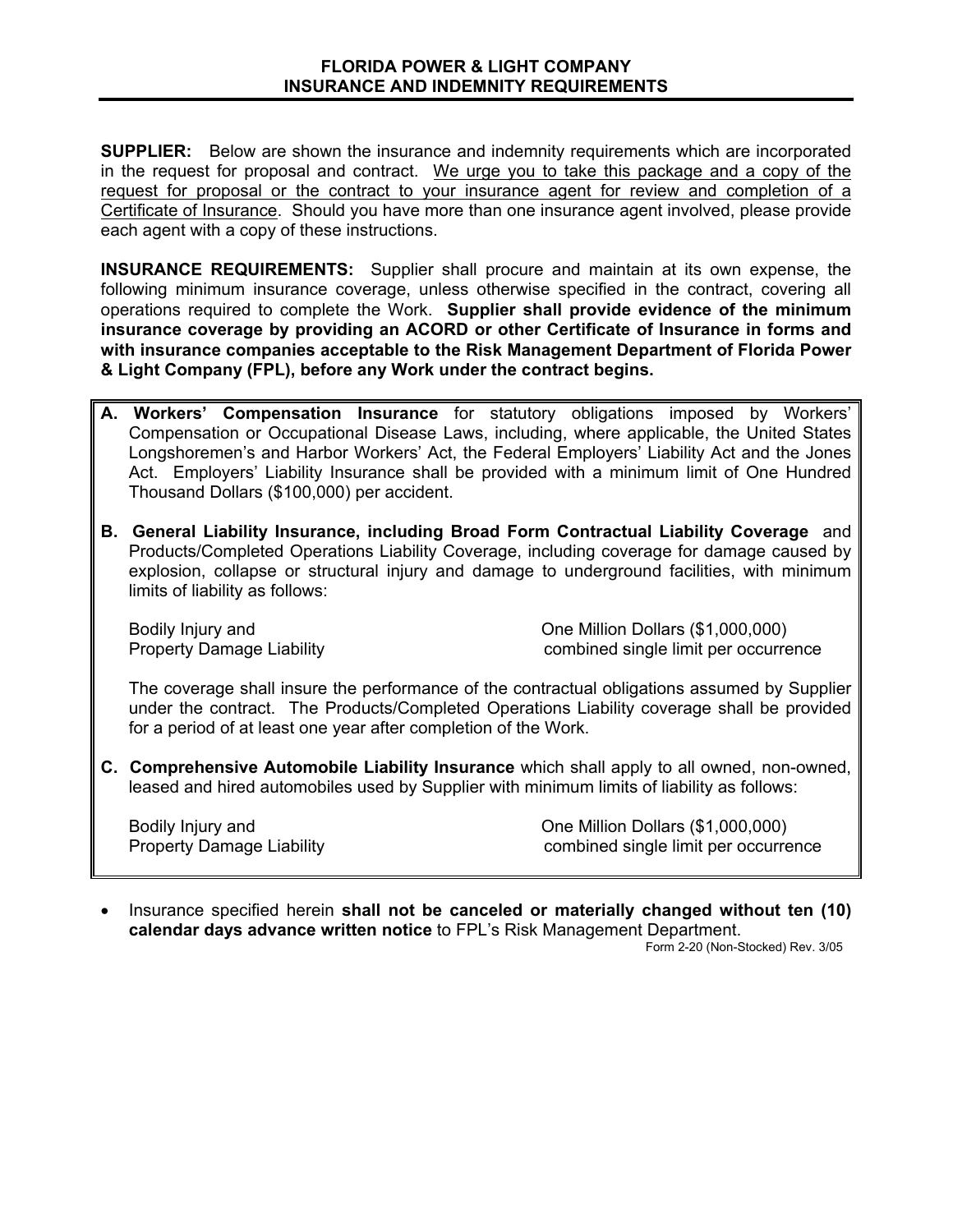# FLORIDA POWER & LIGHT COMPANY
## INSURANCE AND INDEMNITY REQUIREMENTS

**SUPPLIER:** Below are shown the insurance and indemnity requirements which are incorporated in the request for proposal and contract. <u>We urge you to take this package and a copy of the request for proposal or the contract to your insurance agent for review and completion of a Certificate of Insurance</u>. Should you have more than one insurance agent involved, please provide each agent with a copy of these instructions.

**INSURANCE REQUIREMENTS:** Supplier shall procure and maintain at its own expense, the following minimum insurance coverage, unless otherwise specified in the contract, covering all operations required to complete the Work. **Supplier shall provide evidence of the minimum insurance coverage by providing an ACORD or other Certificate of Insurance in forms and with insurance companies acceptable to the Risk Management Department of Florida Power & Light Company (FPL), before any Work under the contract begins.**

**A. Workers' Compensation Insurance** for statutory obligations imposed by Workers' Compensation or Occupational Disease Laws, including, where applicable, the United States Longshoremen's and Harbor Workers' Act, the Federal Employers' Liability Act and the Jones Act. Employers' Liability Insurance shall be provided with a minimum limit of One Hundred Thousand Dollars ($100,000) per accident.

**B. General Liability Insurance, including Broad Form Contractual Liability Coverage** and Products/Completed Operations Liability Coverage, including coverage for damage caused by explosion, collapse or structural injury and damage to underground facilities, with minimum limits of liability as follows:

| | |
|---|---|
| Bodily Injury and Property Damage Liability | One Million Dollars ($1,000,000) combined single limit per occurrence |

The coverage shall insure the performance of the contractual obligations assumed by Supplier under the contract. The Products/Completed Operations Liability coverage shall be provided for a period of at least one year after completion of the Work.

**C. Comprehensive Automobile Liability Insurance** which shall apply to all owned, non-owned, leased and hired automobiles used by Supplier with minimum limits of liability as follows:

| | |
|---|---|
| Bodily Injury and Property Damage Liability | One Million Dollars ($1,000,000) combined single limit per occurrence |

- Insurance specified herein **shall not be canceled or materially changed without ten (10) calendar days advance written notice** to FPL's Risk Management Department.

Form 2-20 (Non-Stocked) Rev. 3/05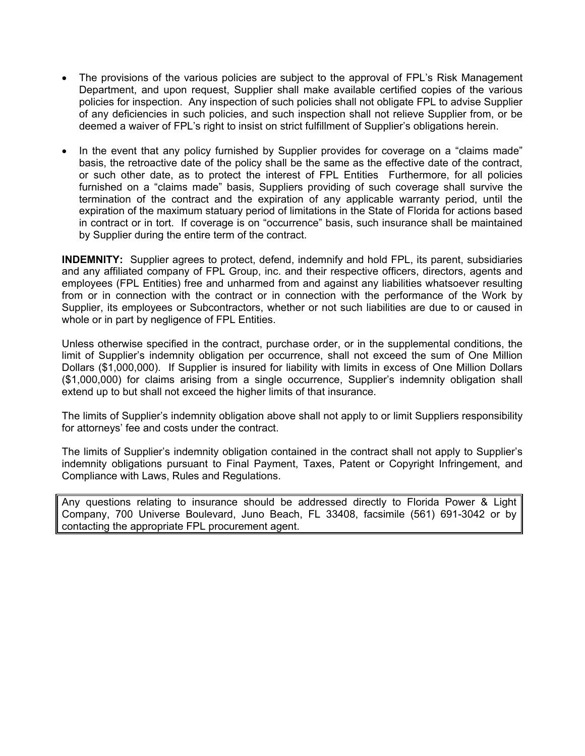- The provisions of the various policies are subject to the approval of FPL's Risk Management Department, and upon request, Supplier shall make available certified copies of the various policies for inspection. Any inspection of such policies shall not obligate FPL to advise Supplier of any deficiencies in such policies, and such inspection shall not relieve Supplier from, or be deemed a waiver of FPL's right to insist on strict fulfillment of Supplier's obligations herein.

- In the event that any policy furnished by Supplier provides for coverage on a "claims made" basis, the retroactive date of the policy shall be the same as the effective date of the contract, or such other date, as to protect the interest of FPL Entities Furthermore, for all policies furnished on a "claims made" basis, Suppliers providing of such coverage shall survive the termination of the contract and the expiration of any applicable warranty period, until the expiration of the maximum statuary period of limitations in the State of Florida for actions based in contract or in tort. If coverage is on "occurrence" basis, such insurance shall be maintained by Supplier during the entire term of the contract.

**INDEMNITY:** Supplier agrees to protect, defend, indemnify and hold FPL, its parent, subsidiaries and any affiliated company of FPL Group, inc. and their respective officers, directors, agents and employees (FPL Entities) free and unharmed from and against any liabilities whatsoever resulting from or in connection with the contract or in connection with the performance of the Work by Supplier, its employees or Subcontractors, whether or not such liabilities are due to or caused in whole or in part by negligence of FPL Entities.

Unless otherwise specified in the contract, purchase order, or in the supplemental conditions, the limit of Supplier's indemnity obligation per occurrence, shall not exceed the sum of One Million Dollars ($1,000,000). If Supplier is insured for liability with limits in excess of One Million Dollars ($1,000,000) for claims arising from a single occurrence, Supplier's indemnity obligation shall extend up to but shall not exceed the higher limits of that insurance.

The limits of Supplier's indemnity obligation above shall not apply to or limit Suppliers responsibility for attorneys' fee and costs under the contract.

The limits of Supplier's indemnity obligation contained in the contract shall not apply to Supplier's indemnity obligations pursuant to Final Payment, Taxes, Patent or Copyright Infringement, and Compliance with Laws, Rules and Regulations.

Any questions relating to insurance should be addressed directly to Florida Power & Light Company, 700 Universe Boulevard, Juno Beach, FL 33408, facsimile (561) 691-3042 or by contacting the appropriate FPL procurement agent.